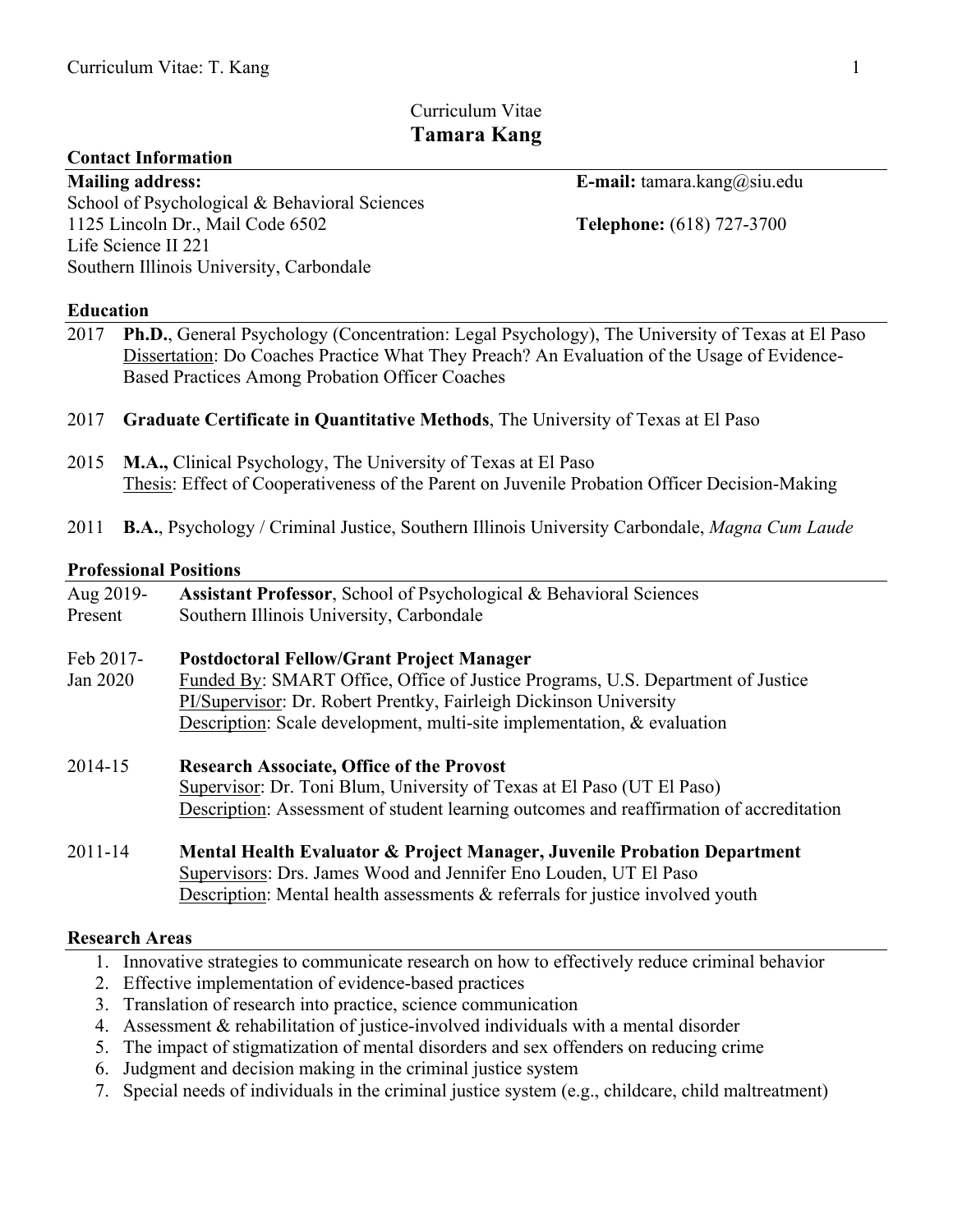# Curriculum Vitae
# Tamara Kang

## Contact Information

**Mailing address:**
School of Psychological & Behavioral Sciences
1125 Lincoln Dr., Mail Code 6502
Life Science II 221
Southern Illinois University, Carbondale

**E-mail:** tamara.kang@siu.edu

**Telephone:** (618) 727-3700

## Education

2017 **Ph.D.**, General Psychology (Concentration: Legal Psychology), The University of Texas at El Paso
Dissertation: Do Coaches Practice What They Preach? An Evaluation of the Usage of Evidence-Based Practices Among Probation Officer Coaches

2017 **Graduate Certificate in Quantitative Methods**, The University of Texas at El Paso

2015 **M.A.,** Clinical Psychology, The University of Texas at El Paso
Thesis: Effect of Cooperativeness of the Parent on Juvenile Probation Officer Decision-Making

2011 **B.A.**, Psychology / Criminal Justice, Southern Illinois University Carbondale, *Magna Cum Laude*

## Professional Positions

Aug 2019-Present **Assistant Professor**, School of Psychological & Behavioral Sciences
Southern Illinois University, Carbondale

Feb 2017-Jan 2020 **Postdoctoral Fellow/Grant Project Manager**
Funded By: SMART Office, Office of Justice Programs, U.S. Department of Justice
PI/Supervisor: Dr. Robert Prentky, Fairleigh Dickinson University
Description: Scale development, multi-site implementation, & evaluation

2014-15 **Research Associate, Office of the Provost**
Supervisor: Dr. Toni Blum, University of Texas at El Paso (UT El Paso)
Description: Assessment of student learning outcomes and reaffirmation of accreditation

2011-14 **Mental Health Evaluator & Project Manager, Juvenile Probation Department**
Supervisors: Drs. James Wood and Jennifer Eno Louden, UT El Paso
Description: Mental health assessments & referrals for justice involved youth

## Research Areas

1. Innovative strategies to communicate research on how to effectively reduce criminal behavior
2. Effective implementation of evidence-based practices
3. Translation of research into practice, science communication
4. Assessment & rehabilitation of justice-involved individuals with a mental disorder
5. The impact of stigmatization of mental disorders and sex offenders on reducing crime
6. Judgment and decision making in the criminal justice system
7. Special needs of individuals in the criminal justice system (e.g., childcare, child maltreatment)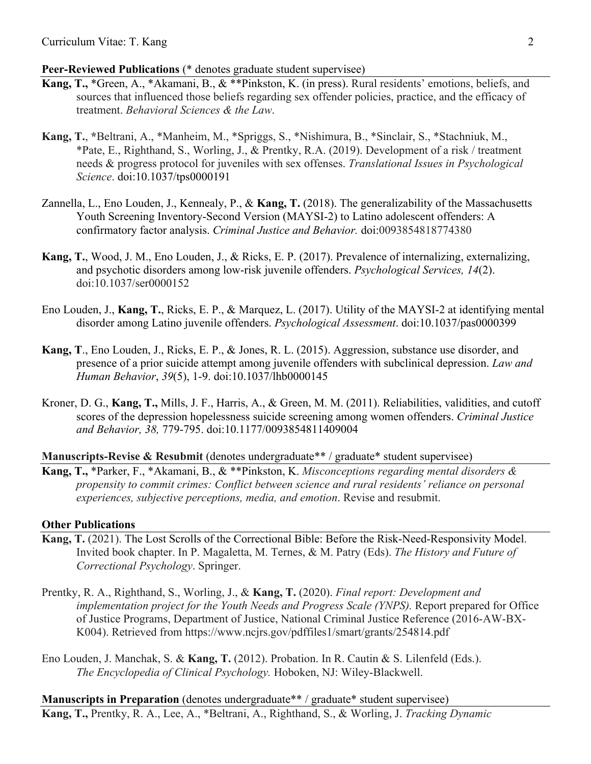**Peer-Reviewed Publications** (* denotes graduate student supervisee)

**Kang, T.,** *Green, A., *Akamani, B., & **Pinkston, K. (in press). Rural residents' emotions, beliefs, and sources that influenced those beliefs regarding sex offender policies, practice, and the efficacy of treatment. *Behavioral Sciences & the Law*.

**Kang, T.**, *Beltrani, A., *Manheim, M., *Spriggs, S., *Nishimura, B., *Sinclair, S., *Stachniuk, M., *Pate, E., Righthand, S., Worling, J., & Prentky, R.A. (2019). Development of a risk / treatment needs & progress protocol for juveniles with sex offenses. *Translational Issues in Psychological Science*. doi:10.1037/tps0000191

Zannella, L., Eno Louden, J., Kennealy, P., & **Kang, T.** (2018). The generalizability of the Massachusetts Youth Screening Inventory-Second Version (MAYSI-2) to Latino adolescent offenders: A confirmatory factor analysis. *Criminal Justice and Behavior.* doi:0093854818774380

**Kang, T.**, Wood, J. M., Eno Louden, J., & Ricks, E. P. (2017). Prevalence of internalizing, externalizing, and psychotic disorders among low-risk juvenile offenders. *Psychological Services, 14*(2). doi:10.1037/ser0000152

Eno Louden, J., **Kang, T.**, Ricks, E. P., & Marquez, L. (2017). Utility of the MAYSI-2 at identifying mental disorder among Latino juvenile offenders. *Psychological Assessment*. doi:10.1037/pas0000399

**Kang, T**., Eno Louden, J., Ricks, E. P., & Jones, R. L. (2015). Aggression, substance use disorder, and presence of a prior suicide attempt among juvenile offenders with subclinical depression. *Law and Human Behavior*, *39*(5), 1-9. doi:10.1037/lhb0000145

Kroner, D. G., **Kang, T.,** Mills, J. F., Harris, A., & Green, M. M. (2011). Reliabilities, validities, and cutoff scores of the depression hopelessness suicide screening among women offenders. *Criminal Justice and Behavior, 38,* 779-795. doi:10.1177/0093854811409004

**Manuscripts-Revise & Resubmit** (denotes undergraduate** / graduate* student supervisee)

**Kang, T.,** *Parker, F., *Akamani, B., & **Pinkston, K. *Misconceptions regarding mental disorders & propensity to commit crimes: Conflict between science and rural residents' reliance on personal experiences, subjective perceptions, media, and emotion*. Revise and resubmit.

**Other Publications**

**Kang, T.** (2021). The Lost Scrolls of the Correctional Bible: Before the Risk-Need-Responsivity Model. Invited book chapter. In P. Magaletta, M. Ternes, & M. Patry (Eds). *The History and Future of Correctional Psychology*. Springer.

Prentky, R. A., Righthand, S., Worling, J., & **Kang, T.** (2020). *Final report: Development and implementation project for the Youth Needs and Progress Scale (YNPS).* Report prepared for Office of Justice Programs, Department of Justice, National Criminal Justice Reference (2016-AW-BX-K004). Retrieved from https://www.ncjrs.gov/pdffiles1/smart/grants/254814.pdf

Eno Louden, J. Manchak, S. & **Kang, T.** (2012). Probation. In R. Cautin & S. Lilenfeld (Eds.). *The Encyclopedia of Clinical Psychology.* Hoboken, NJ: Wiley-Blackwell.

**Manuscripts in Preparation** (denotes undergraduate** / graduate* student supervisee)

**Kang, T.,** Prentky, R. A., Lee, A., *Beltrani, A., Righthand, S., & Worling, J. *Tracking Dynamic*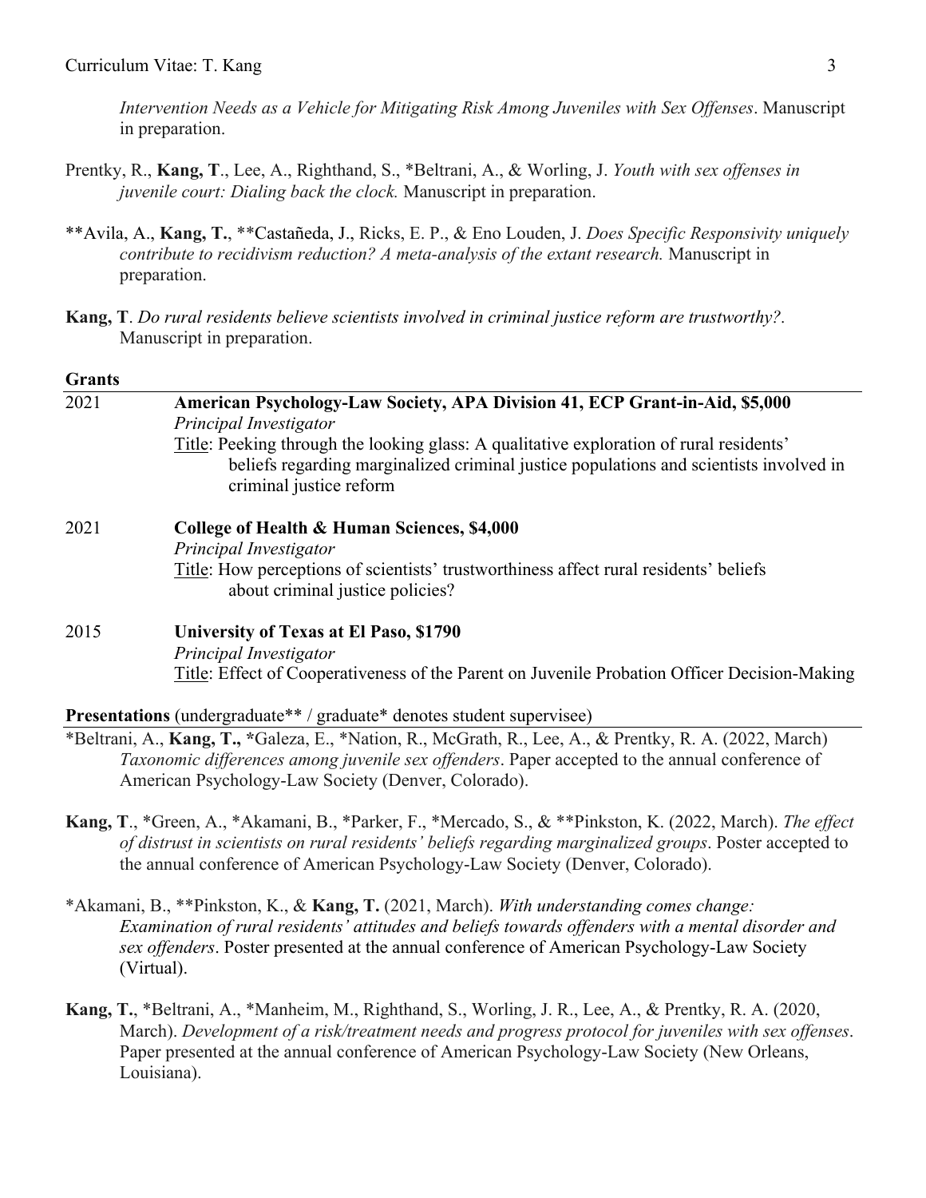*Intervention Needs as a Vehicle for Mitigating Risk Among Juveniles with Sex Offenses*. Manuscript in preparation.

Prentky, R., **Kang, T**., Lee, A., Righthand, S., *Beltrani, A., & Worling, J. *Youth with sex offenses in juvenile court: Dialing back the clock.* Manuscript in preparation.

**Avila, A., **Kang, T.**, **Castañeda, J., Ricks, E. P., & Eno Louden, J. *Does Specific Responsivity uniquely contribute to recidivism reduction? A meta-analysis of the extant research.* Manuscript in preparation.

**Kang, T**. *Do rural residents believe scientists involved in criminal justice reform are trustworthy?*. Manuscript in preparation.

## Grants

2021 **American Psychology-Law Society, APA Division 41, ECP Grant-in-Aid, $5,000**
*Principal Investigator*
Title: Peeking through the looking glass: A qualitative exploration of rural residents' beliefs regarding marginalized criminal justice populations and scientists involved in criminal justice reform

2021 **College of Health & Human Sciences, $4,000**
*Principal Investigator*
Title: How perceptions of scientists' trustworthiness affect rural residents' beliefs about criminal justice policies?

2015 **University of Texas at El Paso, $1790**
*Principal Investigator*
Title: Effect of Cooperativeness of the Parent on Juvenile Probation Officer Decision-Making

## Presentations (undergraduate** / graduate* denotes student supervisee)

*Beltrani, A., **Kang, T.,** *Galeza, E., *Nation, R., McGrath, R., Lee, A., & Prentky, R. A. (2022, March) *Taxonomic differences among juvenile sex offenders*. Paper accepted to the annual conference of American Psychology-Law Society (Denver, Colorado).

**Kang, T**., *Green, A., *Akamani, B., *Parker, F., *Mercado, S., & **Pinkston, K. (2022, March). *The effect of distrust in scientists on rural residents' beliefs regarding marginalized groups*. Poster accepted to the annual conference of American Psychology-Law Society (Denver, Colorado).

*Akamani, B., **Pinkston, K., & **Kang, T.** (2021, March). *With understanding comes change: Examination of rural residents' attitudes and beliefs towards offenders with a mental disorder and sex offenders*. Poster presented at the annual conference of American Psychology-Law Society (Virtual).

**Kang, T.**, *Beltrani, A., *Manheim, M., Righthand, S., Worling, J. R., Lee, A., & Prentky, R. A. (2020, March). *Development of a risk/treatment needs and progress protocol for juveniles with sex offenses*. Paper presented at the annual conference of American Psychology-Law Society (New Orleans, Louisiana).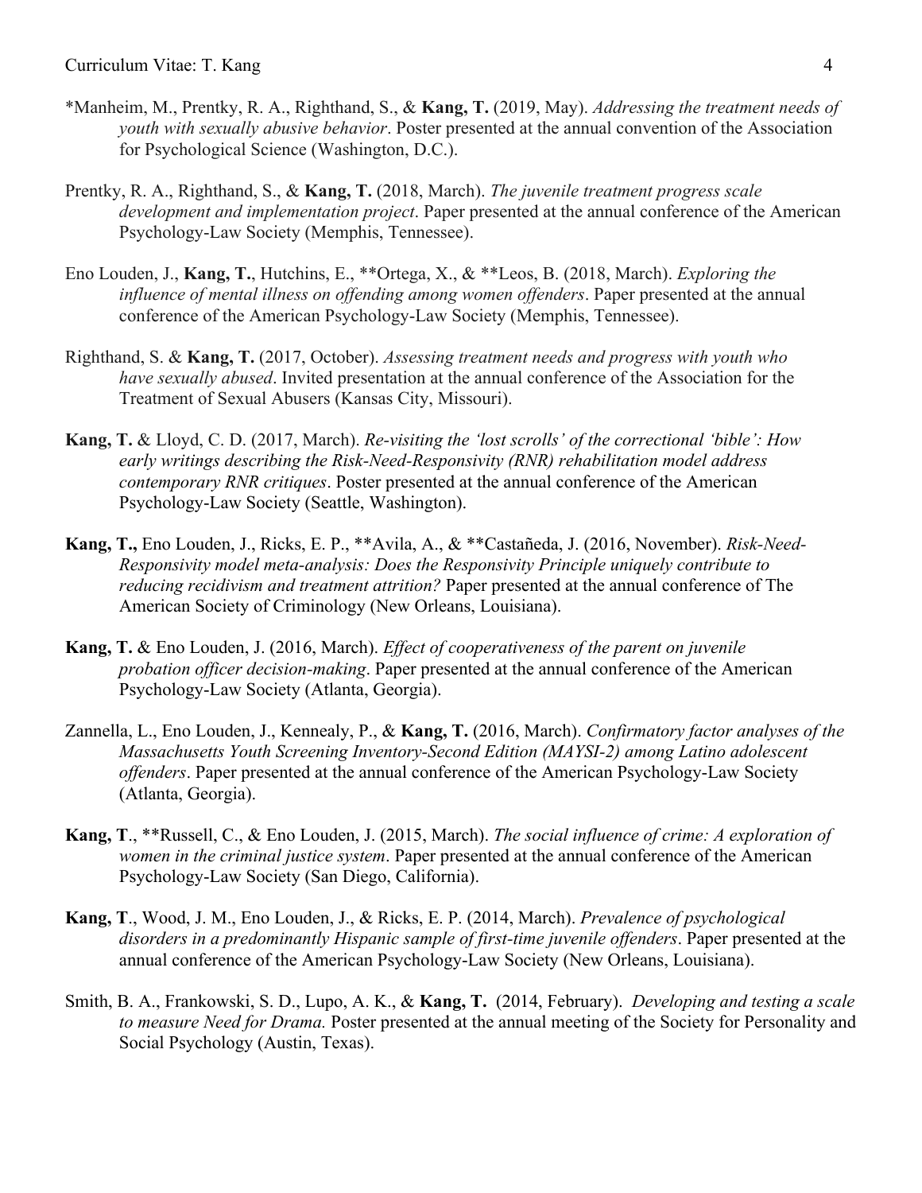*Manheim, M., Prentky, R. A., Righthand, S., & **Kang, T.** (2019, May). *Addressing the treatment needs of youth with sexually abusive behavior*. Poster presented at the annual convention of the Association for Psychological Science (Washington, D.C.).

Prentky, R. A., Righthand, S., & **Kang, T.** (2018, March). *The juvenile treatment progress scale development and implementation project*. Paper presented at the annual conference of the American Psychology-Law Society (Memphis, Tennessee).

Eno Louden, J., **Kang, T.**, Hutchins, E., **Ortega, X., & **Leos, B. (2018, March). *Exploring the influence of mental illness on offending among women offenders*. Paper presented at the annual conference of the American Psychology-Law Society (Memphis, Tennessee).

Righthand, S. & **Kang, T.** (2017, October). *Assessing treatment needs and progress with youth who have sexually abused*. Invited presentation at the annual conference of the Association for the Treatment of Sexual Abusers (Kansas City, Missouri).

**Kang, T.** & Lloyd, C. D. (2017, March). *Re-visiting the 'lost scrolls' of the correctional 'bible': How early writings describing the Risk-Need-Responsivity (RNR) rehabilitation model address contemporary RNR critiques*. Poster presented at the annual conference of the American Psychology-Law Society (Seattle, Washington).

**Kang, T.,** Eno Louden, J., Ricks, E. P., **Avila, A., & **Castañeda, J. (2016, November). *Risk-Need-Responsivity model meta-analysis: Does the Responsivity Principle uniquely contribute to reducing recidivism and treatment attrition?* Paper presented at the annual conference of The American Society of Criminology (New Orleans, Louisiana).

**Kang, T.** & Eno Louden, J. (2016, March). *Effect of cooperativeness of the parent on juvenile probation officer decision-making*. Paper presented at the annual conference of the American Psychology-Law Society (Atlanta, Georgia).

Zannella, L., Eno Louden, J., Kennealy, P., & **Kang, T.** (2016, March). *Confirmatory factor analyses of the Massachusetts Youth Screening Inventory-Second Edition (MAYSI-2) among Latino adolescent offenders*. Paper presented at the annual conference of the American Psychology-Law Society (Atlanta, Georgia).

**Kang, T**., **Russell, C., & Eno Louden, J. (2015, March). *The social influence of crime: A exploration of women in the criminal justice system*. Paper presented at the annual conference of the American Psychology-Law Society (San Diego, California).

**Kang, T**., Wood, J. M., Eno Louden, J., & Ricks, E. P. (2014, March). *Prevalence of psychological disorders in a predominantly Hispanic sample of first-time juvenile offenders*. Paper presented at the annual conference of the American Psychology-Law Society (New Orleans, Louisiana).

Smith, B. A., Frankowski, S. D., Lupo, A. K., & **Kang, T.** (2014, February). *Developing and testing a scale to measure Need for Drama.* Poster presented at the annual meeting of the Society for Personality and Social Psychology (Austin, Texas).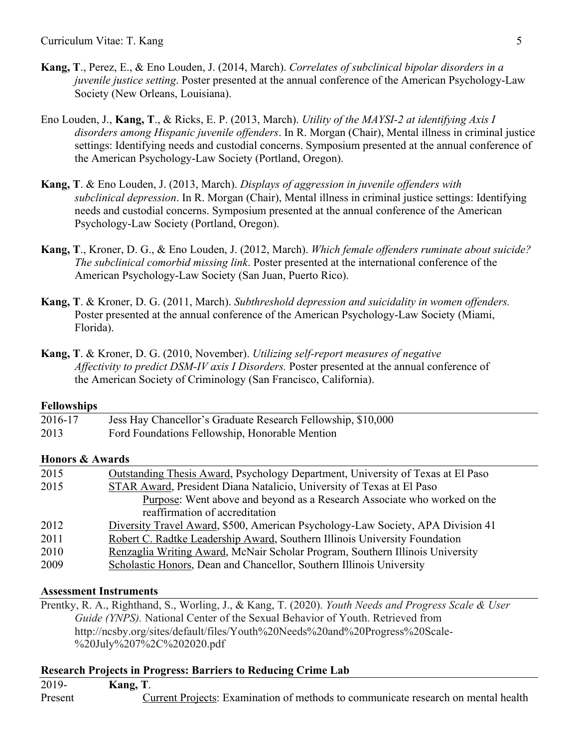**Kang, T**., Perez, E., & Eno Louden, J. (2014, March). *Correlates of subclinical bipolar disorders in a juvenile justice setting*. Poster presented at the annual conference of the American Psychology-Law Society (New Orleans, Louisiana).

Eno Louden, J., **Kang, T**., & Ricks, E. P. (2013, March). *Utility of the MAYSI-2 at identifying Axis I disorders among Hispanic juvenile offenders*. In R. Morgan (Chair), Mental illness in criminal justice settings: Identifying needs and custodial concerns. Symposium presented at the annual conference of the American Psychology-Law Society (Portland, Oregon).

**Kang, T**. & Eno Louden, J. (2013, March). *Displays of aggression in juvenile offenders with subclinical depression*. In R. Morgan (Chair), Mental illness in criminal justice settings: Identifying needs and custodial concerns. Symposium presented at the annual conference of the American Psychology-Law Society (Portland, Oregon).

**Kang, T**., Kroner, D. G., & Eno Louden, J. (2012, March). *Which female offenders ruminate about suicide? The subclinical comorbid missing link*. Poster presented at the international conference of the American Psychology-Law Society (San Juan, Puerto Rico).

**Kang, T**. & Kroner, D. G. (2011, March). *Subthreshold depression and suicidality in women offenders.* Poster presented at the annual conference of the American Psychology-Law Society (Miami, Florida).

**Kang, T**. & Kroner, D. G. (2010, November). *Utilizing self-report measures of negative Affectivity to predict DSM-IV axis I Disorders.* Poster presented at the annual conference of the American Society of Criminology (San Francisco, California).

## Fellowships

2016-17 Jess Hay Chancellor's Graduate Research Fellowship, $10,000
2013 Ford Foundations Fellowship, Honorable Mention

## Honors & Awards

2015 Outstanding Thesis Award, Psychology Department, University of Texas at El Paso
2015 STAR Award, President Diana Natalicio, University of Texas at El Paso
    Purpose: Went above and beyond as a Research Associate who worked on the reaffirmation of accreditation
2012 Diversity Travel Award, $500, American Psychology-Law Society, APA Division 41
2011 Robert C. Radtke Leadership Award, Southern Illinois University Foundation
2010 Renzaglia Writing Award, McNair Scholar Program, Southern Illinois University
2009 Scholastic Honors, Dean and Chancellor, Southern Illinois University

## Assessment Instruments

Prentky, R. A., Righthand, S., Worling, J., & Kang, T. (2020). *Youth Needs and Progress Scale & User Guide (YNPS).* National Center of the Sexual Behavior of Youth. Retrieved from http://ncsby.org/sites/default/files/Youth%20Needs%20and%20Progress%20Scale-%20July%207%2C%202020.pdf

## Research Projects in Progress: Barriers to Reducing Crime Lab

2019-Present **Kang, T**.
    Current Projects: Examination of methods to communicate research on mental health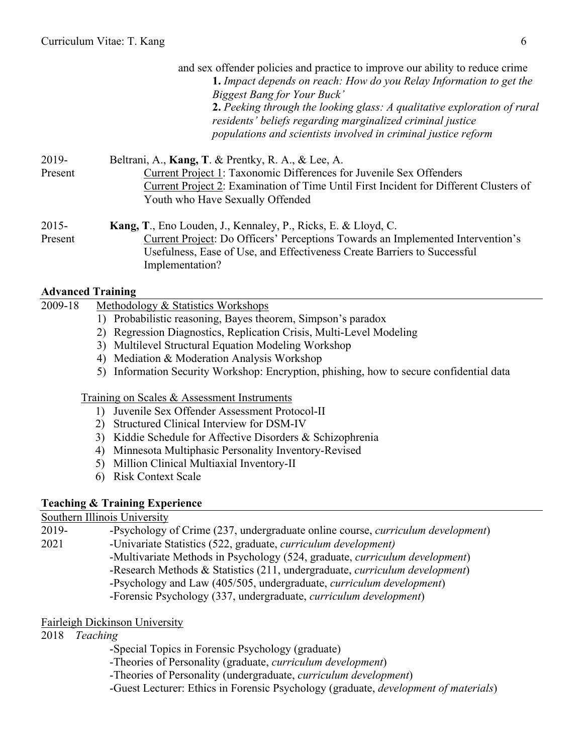and sex offender policies and practice to improve our ability to reduce crime

**1.** *Impact depends on reach: How do you Relay Information to get the Biggest Bang for Your Buck'*

**2.** *Peeking through the looking glass: A qualitative exploration of rural residents' beliefs regarding marginalized criminal justice populations and scientists involved in criminal justice reform*

2019-Present — Beltrani, A., **Kang, T**. & Prentky, R. A., & Lee, A.

Current Project 1: Taxonomic Differences for Juvenile Sex Offenders

Current Project 2: Examination of Time Until First Incident for Different Clusters of Youth who Have Sexually Offended

2015-Present — **Kang, T**., Eno Louden, J., Kennaley, P., Ricks, E. & Lloyd, C.

Current Project: Do Officers' Perceptions Towards an Implemented Intervention's Usefulness, Ease of Use, and Effectiveness Create Barriers to Successful Implementation?

## Advanced Training

2009-18 — Methodology & Statistics Workshops

1) Probabilistic reasoning, Bayes theorem, Simpson's paradox
2) Regression Diagnostics, Replication Crisis, Multi-Level Modeling
3) Multilevel Structural Equation Modeling Workshop
4) Mediation & Moderation Analysis Workshop
5) Information Security Workshop: Encryption, phishing, how to secure confidential data

Training on Scales & Assessment Instruments

1) Juvenile Sex Offender Assessment Protocol-II
2) Structured Clinical Interview for DSM-IV
3) Kiddie Schedule for Affective Disorders & Schizophrenia
4) Minnesota Multiphasic Personality Inventory-Revised
5) Million Clinical Multiaxial Inventory-II
6) Risk Context Scale

## Teaching & Training Experience

Southern Illinois University

2019-2021

-Psychology of Crime (237, undergraduate online course, *curriculum development*)
-Univariate Statistics (522, graduate, *curriculum development)*
-Multivariate Methods in Psychology (524, graduate, *curriculum development*)
-Research Methods & Statistics (211, undergraduate, *curriculum development*)
-Psychology and Law (405/505, undergraduate, *curriculum development*)
-Forensic Psychology (337, undergraduate, *curriculum development*)

Fairleigh Dickinson University

2018 *Teaching*

-Special Topics in Forensic Psychology (graduate)
-Theories of Personality (graduate, *curriculum development*)
-Theories of Personality (undergraduate, *curriculum development*)
-Guest Lecturer: Ethics in Forensic Psychology (graduate, *development of materials*)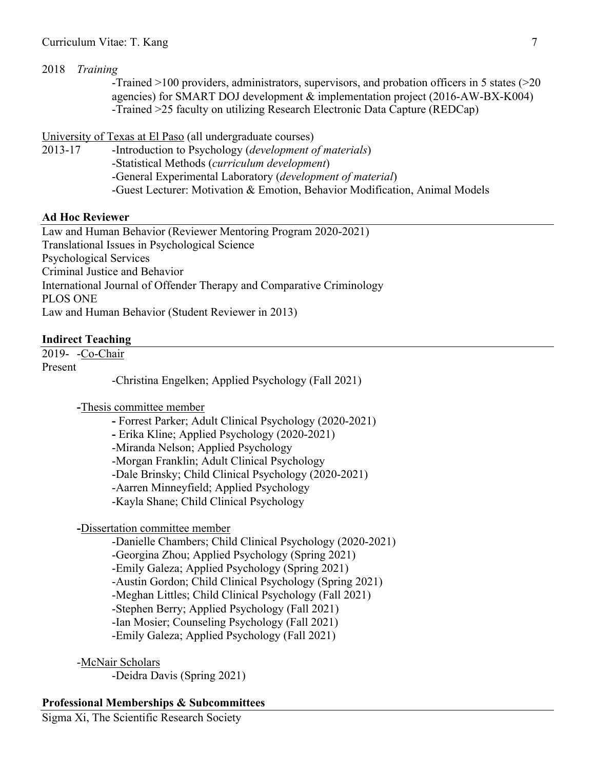2018 *Training*

- -Trained >100 providers, administrators, supervisors, and probation officers in 5 states (>20 agencies) for SMART DOJ development & implementation project (2016-AW-BX-K004)
- -Trained >25 faculty on utilizing Research Electronic Data Capture (REDCap)

University of Texas at El Paso (all undergraduate courses)

2013-17

- -Introduction to Psychology (*development of materials*)
- -Statistical Methods (*curriculum development*)
- -General Experimental Laboratory (*development of material*)
- -Guest Lecturer: Motivation & Emotion, Behavior Modification, Animal Models

## Ad Hoc Reviewer

Law and Human Behavior (Reviewer Mentoring Program 2020-2021)
Translational Issues in Psychological Science
Psychological Services
Criminal Justice and Behavior
International Journal of Offender Therapy and Comparative Criminology
PLOS ONE
Law and Human Behavior (Student Reviewer in 2013)

## Indirect Teaching

2019- Present

-Co-Chair

- -Christina Engelken; Applied Psychology (Fall 2021)

-Thesis committee member

- - Forrest Parker; Adult Clinical Psychology (2020-2021)
- - Erika Kline; Applied Psychology (2020-2021)
- -Miranda Nelson; Applied Psychology
- -Morgan Franklin; Adult Clinical Psychology
- -Dale Brinsky; Child Clinical Psychology (2020-2021)
- -Aarren Minneyfield; Applied Psychology
- -Kayla Shane; Child Clinical Psychology

-Dissertation committee member

- -Danielle Chambers; Child Clinical Psychology (2020-2021)
- -Georgina Zhou; Applied Psychology (Spring 2021)
- -Emily Galeza; Applied Psychology (Spring 2021)
- -Austin Gordon; Child Clinical Psychology (Spring 2021)
- -Meghan Littles; Child Clinical Psychology (Fall 2021)
- -Stephen Berry; Applied Psychology (Fall 2021)
- -Ian Mosier; Counseling Psychology (Fall 2021)
- -Emily Galeza; Applied Psychology (Fall 2021)

-McNair Scholars

- -Deidra Davis (Spring 2021)

## Professional Memberships & Subcommittees

Sigma Xi, The Scientific Research Society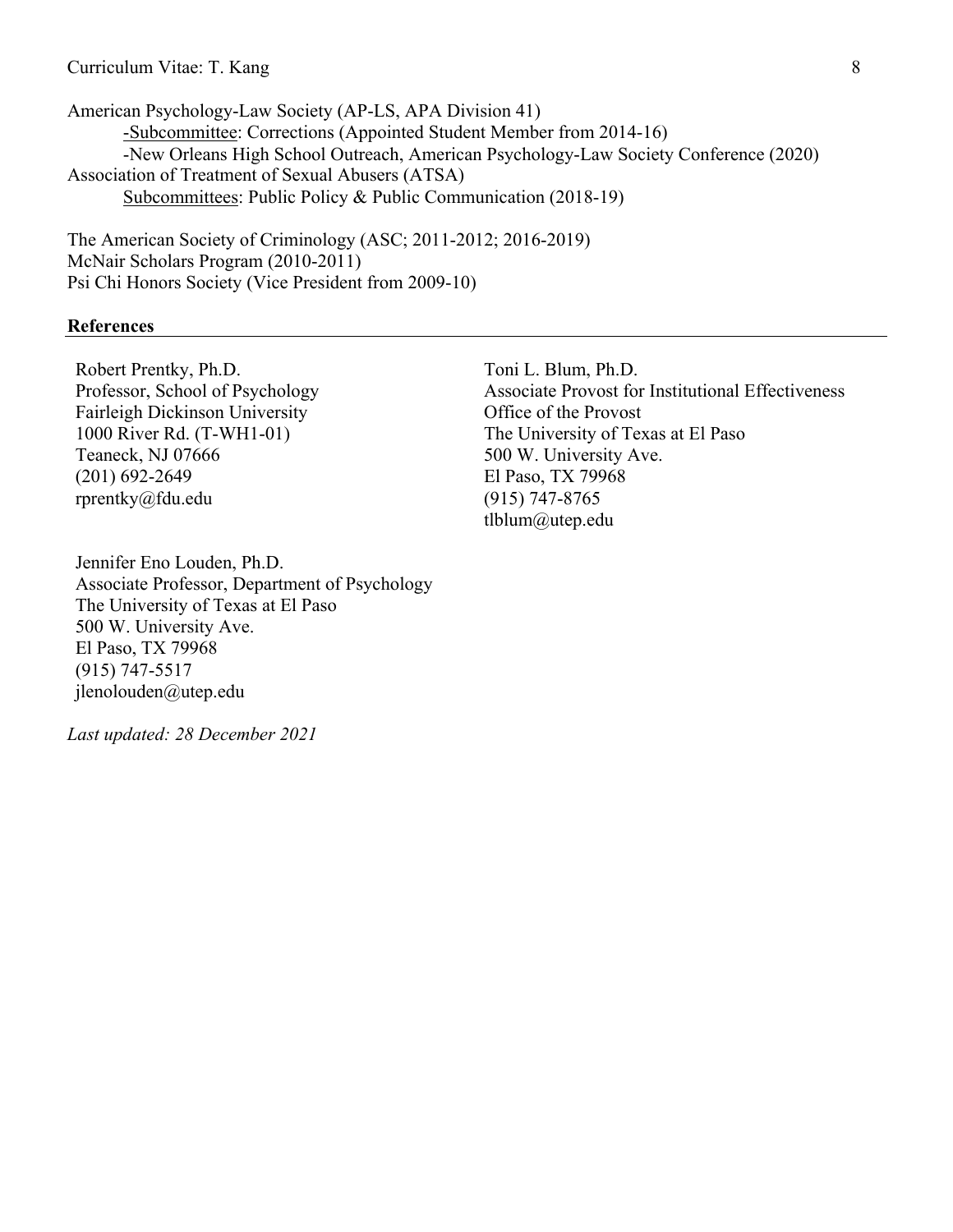American Psychology-Law Society (AP-LS, APA Division 41)

- Subcommittee: Corrections (Appointed Student Member from 2014-16)
- New Orleans High School Outreach, American Psychology-Law Society Conference (2020)

Association of Treatment of Sexual Abusers (ATSA)

- Subcommittees: Public Policy & Public Communication (2018-19)

The American Society of Criminology (ASC; 2011-2012; 2016-2019)
McNair Scholars Program (2010-2011)
Psi Chi Honors Society (Vice President from 2009-10)

**References**

Robert Prentky, Ph.D.
Professor, School of Psychology
Fairleigh Dickinson University
1000 River Rd. (T-WH1-01)
Teaneck, NJ 07666
(201) 692-2649
rprentky@fdu.edu

Toni L. Blum, Ph.D.
Associate Provost for Institutional Effectiveness
Office of the Provost
The University of Texas at El Paso
500 W. University Ave.
El Paso, TX 79968
(915) 747-8765
tlblum@utep.edu

Jennifer Eno Louden, Ph.D.
Associate Professor, Department of Psychology
The University of Texas at El Paso
500 W. University Ave.
El Paso, TX 79968
(915) 747-5517
jlenolouden@utep.edu

*Last updated: 28 December 2021*